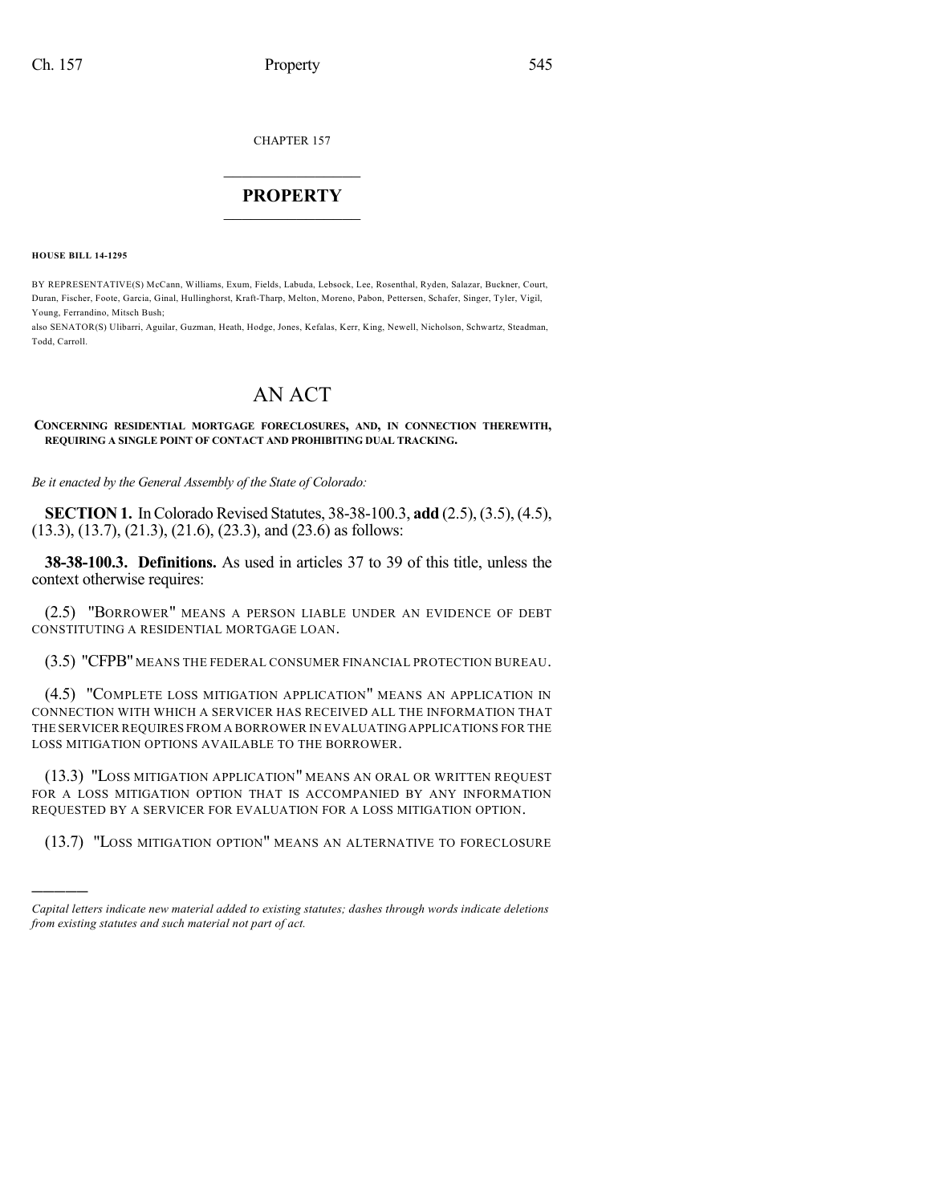CHAPTER 157

# PROPERTY

**HOUSE BILL 14-1295**

BY REPRESENTATIVE(S) McCann, Williams, Exum, Fields, Labuda, Lebsock, Lee, Rosenthal, Ryden, Salazar, Buckner, Court, Duran, Fischer, Foote, Garcia, Ginal, Hullinghorst, Kraft-Tharp, Melton, Moreno, Pabon, Pettersen, Schafer, Singer, Tyler, Vigil, Young, Ferrandino, Mitsch Bush;
also SENATOR(S) Ulibarri, Aguilar, Guzman, Heath, Hodge, Jones, Kefalas, Kerr, King, Newell, Nicholson, Schwartz, Steadman, Todd, Carroll.

# AN ACT

**CONCERNING RESIDENTIAL MORTGAGE FORECLOSURES, AND, IN CONNECTION THEREWITH, REQUIRING A SINGLE POINT OF CONTACT AND PROHIBITING DUAL TRACKING.**

*Be it enacted by the General Assembly of the State of Colorado:*

**SECTION 1.** In Colorado Revised Statutes, 38-38-100.3, **add** (2.5), (3.5), (4.5), (13.3), (13.7), (21.3), (21.6), (23.3), and (23.6) as follows:

**38-38-100.3. Definitions.** As used in articles 37 to 39 of this title, unless the context otherwise requires:

(2.5) "BORROWER" MEANS A PERSON LIABLE UNDER AN EVIDENCE OF DEBT CONSTITUTING A RESIDENTIAL MORTGAGE LOAN.

(3.5) "CFPB" MEANS THE FEDERAL CONSUMER FINANCIAL PROTECTION BUREAU.

(4.5) "COMPLETE LOSS MITIGATION APPLICATION" MEANS AN APPLICATION IN CONNECTION WITH WHICH A SERVICER HAS RECEIVED ALL THE INFORMATION THAT THE SERVICER REQUIRES FROM A BORROWER IN EVALUATING APPLICATIONS FOR THE LOSS MITIGATION OPTIONS AVAILABLE TO THE BORROWER.

(13.3) "LOSS MITIGATION APPLICATION" MEANS AN ORAL OR WRITTEN REQUEST FOR A LOSS MITIGATION OPTION THAT IS ACCOMPANIED BY ANY INFORMATION REQUESTED BY A SERVICER FOR EVALUATION FOR A LOSS MITIGATION OPTION.

(13.7) "LOSS MITIGATION OPTION" MEANS AN ALTERNATIVE TO FORECLOSURE

*Capital letters indicate new material added to existing statutes; dashes through words indicate deletions from existing statutes and such material not part of act.*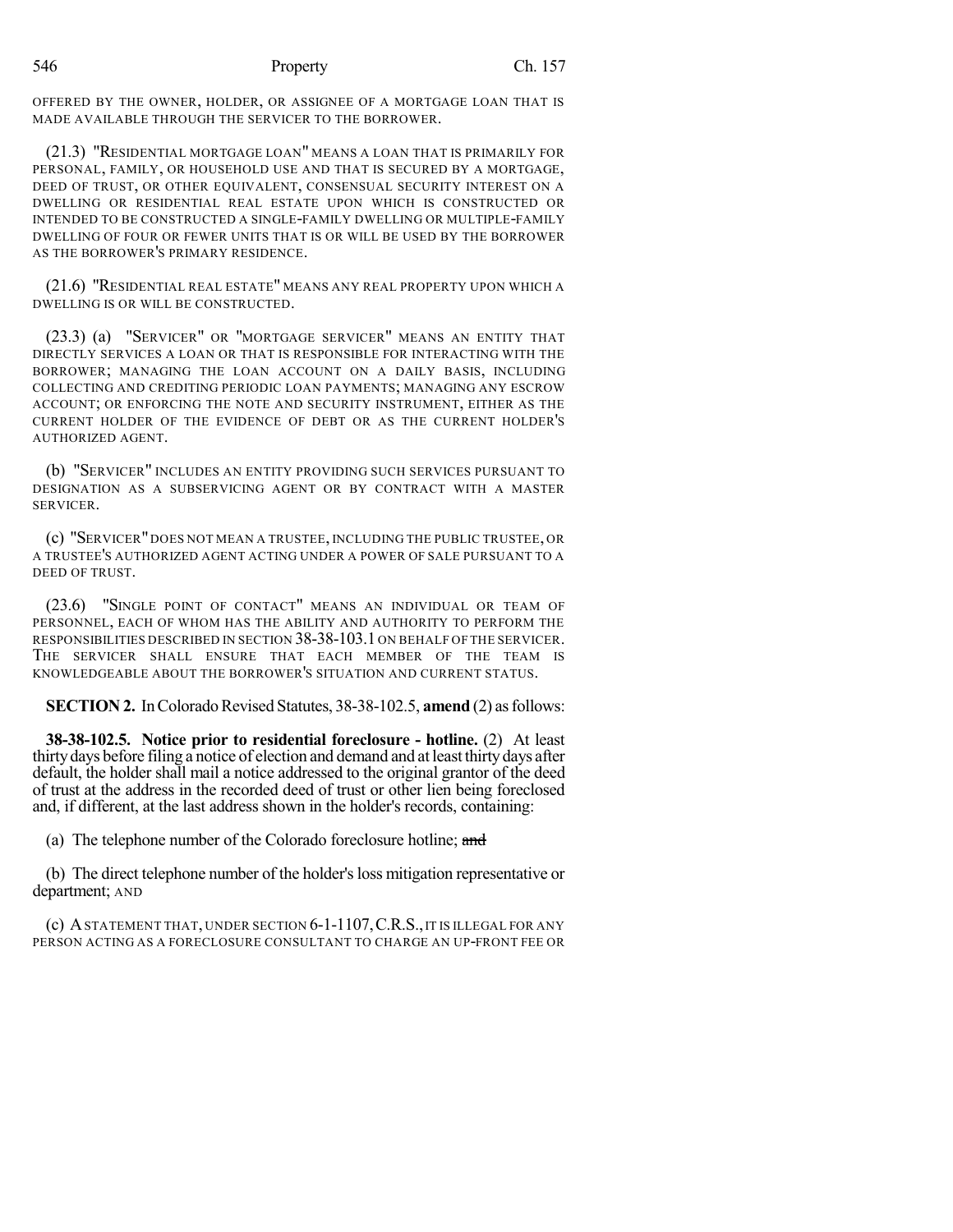OFFERED BY THE OWNER, HOLDER, OR ASSIGNEE OF A MORTGAGE LOAN THAT IS MADE AVAILABLE THROUGH THE SERVICER TO THE BORROWER.

(21.3) "RESIDENTIAL MORTGAGE LOAN" MEANS A LOAN THAT IS PRIMARILY FOR PERSONAL, FAMILY, OR HOUSEHOLD USE AND THAT IS SECURED BY A MORTGAGE, DEED OF TRUST, OR OTHER EQUIVALENT, CONSENSUAL SECURITY INTEREST ON A DWELLING OR RESIDENTIAL REAL ESTATE UPON WHICH IS CONSTRUCTED OR INTENDED TO BE CONSTRUCTED A SINGLE-FAMILY DWELLING OR MULTIPLE-FAMILY DWELLING OF FOUR OR FEWER UNITS THAT IS OR WILL BE USED BY THE BORROWER AS THE BORROWER'S PRIMARY RESIDENCE.

(21.6) "RESIDENTIAL REAL ESTATE" MEANS ANY REAL PROPERTY UPON WHICH A DWELLING IS OR WILL BE CONSTRUCTED.

(23.3) (a) "SERVICER" OR "MORTGAGE SERVICER" MEANS AN ENTITY THAT DIRECTLY SERVICES A LOAN OR THAT IS RESPONSIBLE FOR INTERACTING WITH THE BORROWER; MANAGING THE LOAN ACCOUNT ON A DAILY BASIS, INCLUDING COLLECTING AND CREDITING PERIODIC LOAN PAYMENTS; MANAGING ANY ESCROW ACCOUNT; OR ENFORCING THE NOTE AND SECURITY INSTRUMENT, EITHER AS THE CURRENT HOLDER OF THE EVIDENCE OF DEBT OR AS THE CURRENT HOLDER'S AUTHORIZED AGENT.

(b) "SERVICER" INCLUDES AN ENTITY PROVIDING SUCH SERVICES PURSUANT TO DESIGNATION AS A SUBSERVICING AGENT OR BY CONTRACT WITH A MASTER SERVICER.

(c) "SERVICER" DOES NOT MEAN A TRUSTEE, INCLUDING THE PUBLIC TRUSTEE, OR A TRUSTEE'S AUTHORIZED AGENT ACTING UNDER A POWER OF SALE PURSUANT TO A DEED OF TRUST.

(23.6) "SINGLE POINT OF CONTACT" MEANS AN INDIVIDUAL OR TEAM OF PERSONNEL, EACH OF WHOM HAS THE ABILITY AND AUTHORITY TO PERFORM THE RESPONSIBILITIES DESCRIBED IN SECTION 38-38-103.1 ON BEHALF OF THE SERVICER. THE SERVICER SHALL ENSURE THAT EACH MEMBER OF THE TEAM IS KNOWLEDGEABLE ABOUT THE BORROWER'S SITUATION AND CURRENT STATUS.

**SECTION 2.** In Colorado Revised Statutes, 38-38-102.5, **amend** (2) as follows:

**38-38-102.5. Notice prior to residential foreclosure - hotline.** (2) At least thirty days before filing a notice of election and demand and at least thirty days after default, the holder shall mail a notice addressed to the original grantor of the deed of trust at the address in the recorded deed of trust or other lien being foreclosed and, if different, at the last address shown in the holder's records, containing:

(a) The telephone number of the Colorado foreclosure hotline; ~~and~~

(b) The direct telephone number of the holder's loss mitigation representative or department; AND

(c) A STATEMENT THAT, UNDER SECTION 6-1-1107, C.R.S., IT IS ILLEGAL FOR ANY PERSON ACTING AS A FORECLOSURE CONSULTANT TO CHARGE AN UP-FRONT FEE OR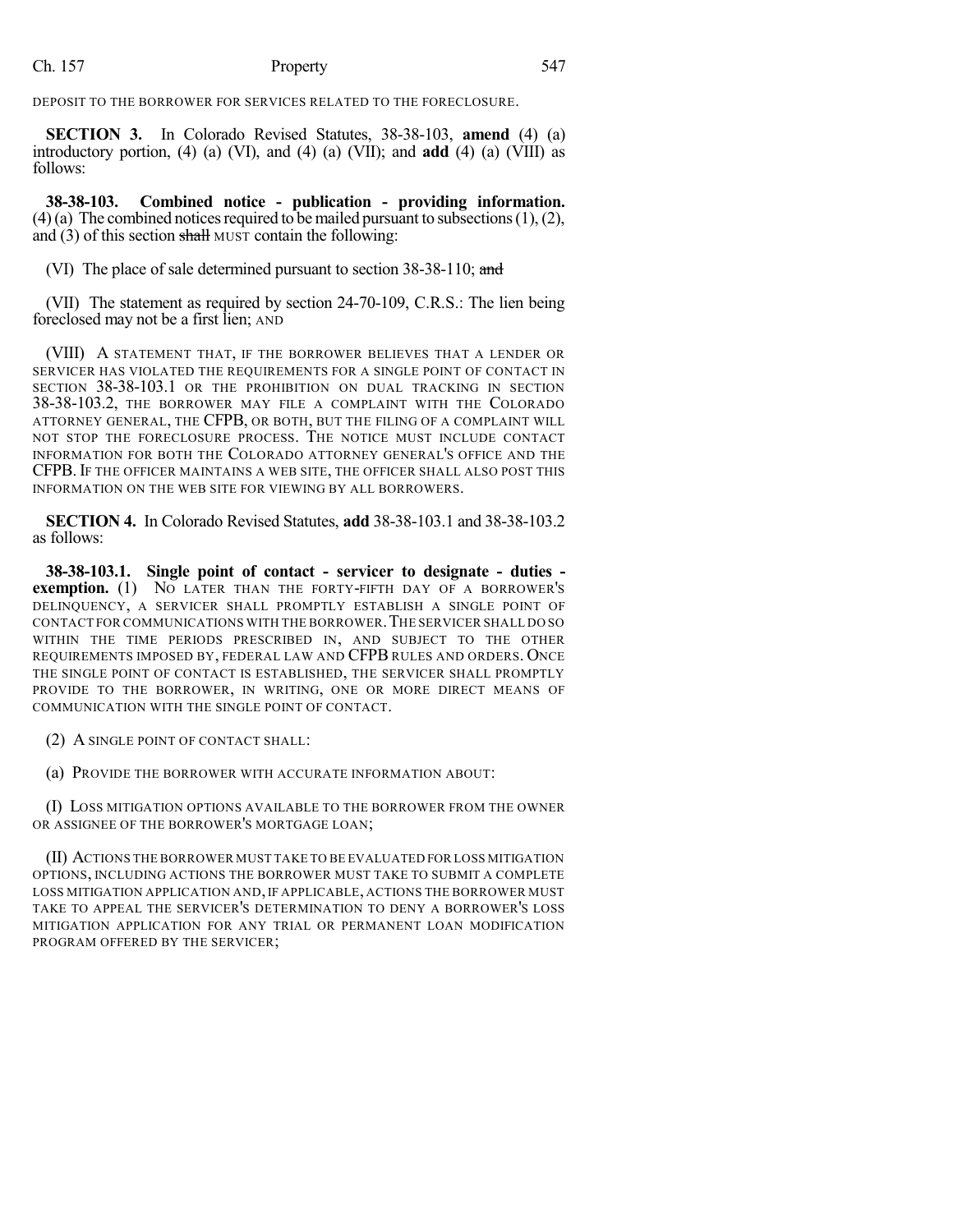DEPOSIT TO THE BORROWER FOR SERVICES RELATED TO THE FORECLOSURE.

**SECTION 3.** In Colorado Revised Statutes, 38-38-103, **amend** (4) (a) introductory portion, (4) (a) (VI), and (4) (a) (VII); and **add** (4) (a) (VIII) as follows:

**38-38-103. Combined notice - publication - providing information.** (4) (a) The combined notices required to be mailed pursuant to subsections (1), (2), and (3) of this section ~~shall~~ MUST contain the following:

(VI) The place of sale determined pursuant to section 38-38-110; ~~and~~

(VII) The statement as required by section 24-70-109, C.R.S.: The lien being foreclosed may not be a first lien; AND

(VIII) A STATEMENT THAT, IF THE BORROWER BELIEVES THAT A LENDER OR SERVICER HAS VIOLATED THE REQUIREMENTS FOR A SINGLE POINT OF CONTACT IN SECTION 38-38-103.1 OR THE PROHIBITION ON DUAL TRACKING IN SECTION 38-38-103.2, THE BORROWER MAY FILE A COMPLAINT WITH THE COLORADO ATTORNEY GENERAL, THE CFPB, OR BOTH, BUT THE FILING OF A COMPLAINT WILL NOT STOP THE FORECLOSURE PROCESS. THE NOTICE MUST INCLUDE CONTACT INFORMATION FOR BOTH THE COLORADO ATTORNEY GENERAL'S OFFICE AND THE CFPB. IF THE OFFICER MAINTAINS A WEB SITE, THE OFFICER SHALL ALSO POST THIS INFORMATION ON THE WEB SITE FOR VIEWING BY ALL BORROWERS.

**SECTION 4.** In Colorado Revised Statutes, **add** 38-38-103.1 and 38-38-103.2 as follows:

**38-38-103.1. Single point of contact - servicer to designate - duties - exemption.** (1) NO LATER THAN THE FORTY-FIFTH DAY OF A BORROWER'S DELINQUENCY, A SERVICER SHALL PROMPTLY ESTABLISH A SINGLE POINT OF CONTACT FOR COMMUNICATIONS WITH THE BORROWER. THE SERVICER SHALL DO SO WITHIN THE TIME PERIODS PRESCRIBED IN, AND SUBJECT TO THE OTHER REQUIREMENTS IMPOSED BY, FEDERAL LAW AND CFPB RULES AND ORDERS. ONCE THE SINGLE POINT OF CONTACT IS ESTABLISHED, THE SERVICER SHALL PROMPTLY PROVIDE TO THE BORROWER, IN WRITING, ONE OR MORE DIRECT MEANS OF COMMUNICATION WITH THE SINGLE POINT OF CONTACT.

(2) A SINGLE POINT OF CONTACT SHALL:

(a) PROVIDE THE BORROWER WITH ACCURATE INFORMATION ABOUT:

(I) LOSS MITIGATION OPTIONS AVAILABLE TO THE BORROWER FROM THE OWNER OR ASSIGNEE OF THE BORROWER'S MORTGAGE LOAN;

(II) ACTIONS THE BORROWER MUST TAKE TO BE EVALUATED FOR LOSS MITIGATION OPTIONS, INCLUDING ACTIONS THE BORROWER MUST TAKE TO SUBMIT A COMPLETE LOSS MITIGATION APPLICATION AND, IF APPLICABLE, ACTIONS THE BORROWER MUST TAKE TO APPEAL THE SERVICER'S DETERMINATION TO DENY A BORROWER'S LOSS MITIGATION APPLICATION FOR ANY TRIAL OR PERMANENT LOAN MODIFICATION PROGRAM OFFERED BY THE SERVICER;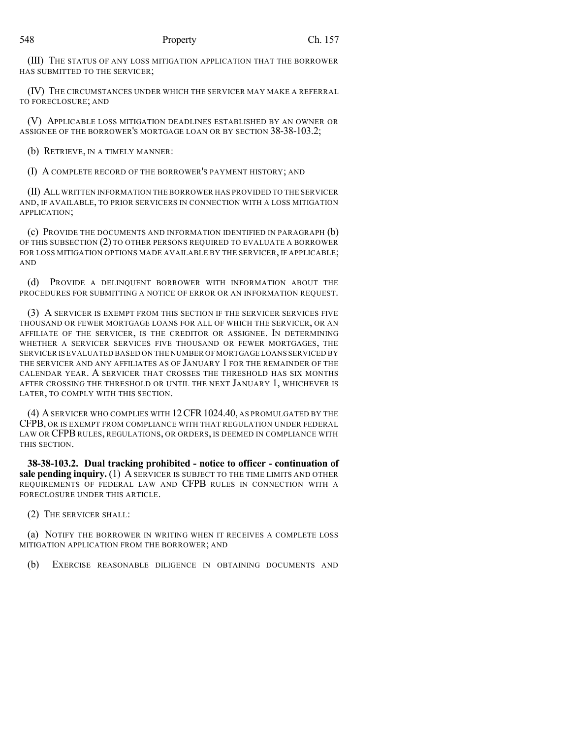(III) THE STATUS OF ANY LOSS MITIGATION APPLICATION THAT THE BORROWER HAS SUBMITTED TO THE SERVICER;

(IV) THE CIRCUMSTANCES UNDER WHICH THE SERVICER MAY MAKE A REFERRAL TO FORECLOSURE; AND

(V) APPLICABLE LOSS MITIGATION DEADLINES ESTABLISHED BY AN OWNER OR ASSIGNEE OF THE BORROWER'S MORTGAGE LOAN OR BY SECTION 38-38-103.2;

(b) RETRIEVE, IN A TIMELY MANNER:

(I) A COMPLETE RECORD OF THE BORROWER'S PAYMENT HISTORY; AND

(II) ALL WRITTEN INFORMATION THE BORROWER HAS PROVIDED TO THE SERVICER AND, IF AVAILABLE, TO PRIOR SERVICERS IN CONNECTION WITH A LOSS MITIGATION APPLICATION;

(c) PROVIDE THE DOCUMENTS AND INFORMATION IDENTIFIED IN PARAGRAPH (b) OF THIS SUBSECTION (2) TO OTHER PERSONS REQUIRED TO EVALUATE A BORROWER FOR LOSS MITIGATION OPTIONS MADE AVAILABLE BY THE SERVICER, IF APPLICABLE; AND

(d) PROVIDE A DELINQUENT BORROWER WITH INFORMATION ABOUT THE PROCEDURES FOR SUBMITTING A NOTICE OF ERROR OR AN INFORMATION REQUEST.

(3) A SERVICER IS EXEMPT FROM THIS SECTION IF THE SERVICER SERVICES FIVE THOUSAND OR FEWER MORTGAGE LOANS FOR ALL OF WHICH THE SERVICER, OR AN AFFILIATE OF THE SERVICER, IS THE CREDITOR OR ASSIGNEE. IN DETERMINING WHETHER A SERVICER SERVICES FIVE THOUSAND OR FEWER MORTGAGES, THE SERVICER IS EVALUATED BASED ON THE NUMBER OF MORTGAGE LOANS SERVICED BY THE SERVICER AND ANY AFFILIATES AS OF JANUARY 1 FOR THE REMAINDER OF THE CALENDAR YEAR. A SERVICER THAT CROSSES THE THRESHOLD HAS SIX MONTHS AFTER CROSSING THE THRESHOLD OR UNTIL THE NEXT JANUARY 1, WHICHEVER IS LATER, TO COMPLY WITH THIS SECTION.

(4) A SERVICER WHO COMPLIES WITH 12 CFR 1024.40, AS PROMULGATED BY THE CFPB, OR IS EXEMPT FROM COMPLIANCE WITH THAT REGULATION UNDER FEDERAL LAW OR CFPB RULES, REGULATIONS, OR ORDERS, IS DEEMED IN COMPLIANCE WITH THIS SECTION.

**38-38-103.2. Dual tracking prohibited - notice to officer - continuation of sale pending inquiry.** (1) A SERVICER IS SUBJECT TO THE TIME LIMITS AND OTHER REQUIREMENTS OF FEDERAL LAW AND CFPB RULES IN CONNECTION WITH A FORECLOSURE UNDER THIS ARTICLE.

(2) THE SERVICER SHALL:

(a) NOTIFY THE BORROWER IN WRITING WHEN IT RECEIVES A COMPLETE LOSS MITIGATION APPLICATION FROM THE BORROWER; AND

(b) EXERCISE REASONABLE DILIGENCE IN OBTAINING DOCUMENTS AND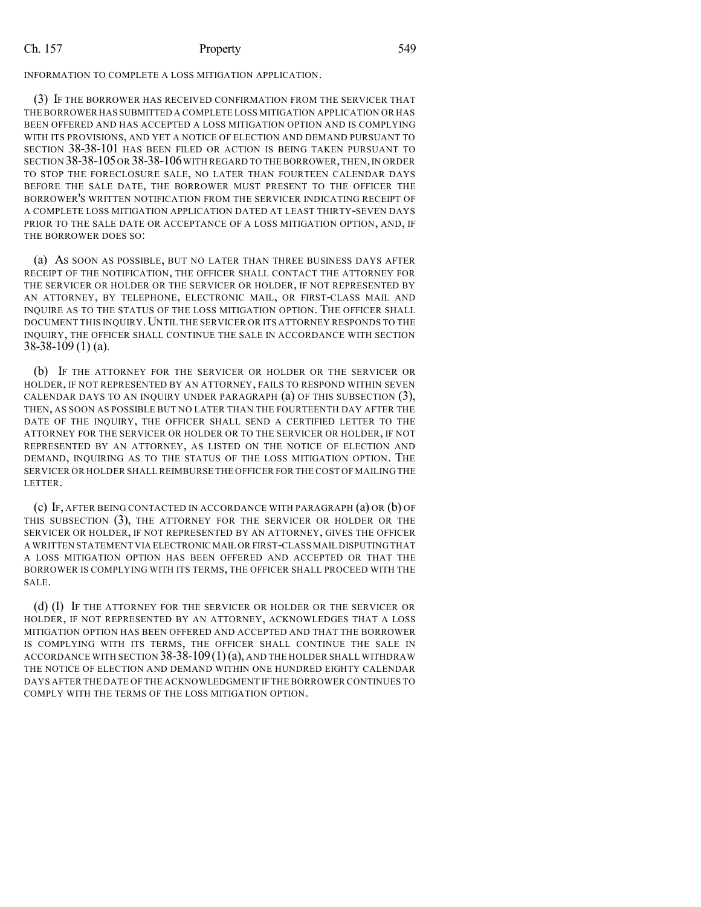INFORMATION TO COMPLETE A LOSS MITIGATION APPLICATION.

(3) IF THE BORROWER HAS RECEIVED CONFIRMATION FROM THE SERVICER THAT THE BORROWER HAS SUBMITTED A COMPLETE LOSS MITIGATION APPLICATION OR HAS BEEN OFFERED AND HAS ACCEPTED A LOSS MITIGATION OPTION AND IS COMPLYING WITH ITS PROVISIONS, AND YET A NOTICE OF ELECTION AND DEMAND PURSUANT TO SECTION 38-38-101 HAS BEEN FILED OR ACTION IS BEING TAKEN PURSUANT TO SECTION 38-38-105 OR 38-38-106 WITH REGARD TO THE BORROWER, THEN, IN ORDER TO STOP THE FORECLOSURE SALE, NO LATER THAN FOURTEEN CALENDAR DAYS BEFORE THE SALE DATE, THE BORROWER MUST PRESENT TO THE OFFICER THE BORROWER'S WRITTEN NOTIFICATION FROM THE SERVICER INDICATING RECEIPT OF A COMPLETE LOSS MITIGATION APPLICATION DATED AT LEAST THIRTY-SEVEN DAYS PRIOR TO THE SALE DATE OR ACCEPTANCE OF A LOSS MITIGATION OPTION, AND, IF THE BORROWER DOES SO:

(a) AS SOON AS POSSIBLE, BUT NO LATER THAN THREE BUSINESS DAYS AFTER RECEIPT OF THE NOTIFICATION, THE OFFICER SHALL CONTACT THE ATTORNEY FOR THE SERVICER OR HOLDER OR THE SERVICER OR HOLDER, IF NOT REPRESENTED BY AN ATTORNEY, BY TELEPHONE, ELECTRONIC MAIL, OR FIRST-CLASS MAIL AND INQUIRE AS TO THE STATUS OF THE LOSS MITIGATION OPTION. THE OFFICER SHALL DOCUMENT THIS INQUIRY. UNTIL THE SERVICER OR ITS ATTORNEY RESPONDS TO THE INQUIRY, THE OFFICER SHALL CONTINUE THE SALE IN ACCORDANCE WITH SECTION 38-38-109 (1) (a).

(b) IF THE ATTORNEY FOR THE SERVICER OR HOLDER OR THE SERVICER OR HOLDER, IF NOT REPRESENTED BY AN ATTORNEY, FAILS TO RESPOND WITHIN SEVEN CALENDAR DAYS TO AN INQUIRY UNDER PARAGRAPH (a) OF THIS SUBSECTION (3), THEN, AS SOON AS POSSIBLE BUT NO LATER THAN THE FOURTEENTH DAY AFTER THE DATE OF THE INQUIRY, THE OFFICER SHALL SEND A CERTIFIED LETTER TO THE ATTORNEY FOR THE SERVICER OR HOLDER OR TO THE SERVICER OR HOLDER, IF NOT REPRESENTED BY AN ATTORNEY, AS LISTED ON THE NOTICE OF ELECTION AND DEMAND, INQUIRING AS TO THE STATUS OF THE LOSS MITIGATION OPTION. THE SERVICER OR HOLDER SHALL REIMBURSE THE OFFICER FOR THE COST OF MAILING THE LETTER.

(c) IF, AFTER BEING CONTACTED IN ACCORDANCE WITH PARAGRAPH (a) OR (b) OF THIS SUBSECTION (3), THE ATTORNEY FOR THE SERVICER OR HOLDER OR THE SERVICER OR HOLDER, IF NOT REPRESENTED BY AN ATTORNEY, GIVES THE OFFICER A WRITTEN STATEMENT VIA ELECTRONIC MAIL OR FIRST-CLASS MAIL DISPUTING THAT A LOSS MITIGATION OPTION HAS BEEN OFFERED AND ACCEPTED OR THAT THE BORROWER IS COMPLYING WITH ITS TERMS, THE OFFICER SHALL PROCEED WITH THE SALE.

(d) (I) IF THE ATTORNEY FOR THE SERVICER OR HOLDER OR THE SERVICER OR HOLDER, IF NOT REPRESENTED BY AN ATTORNEY, ACKNOWLEDGES THAT A LOSS MITIGATION OPTION HAS BEEN OFFERED AND ACCEPTED AND THAT THE BORROWER IS COMPLYING WITH ITS TERMS, THE OFFICER SHALL CONTINUE THE SALE IN ACCORDANCE WITH SECTION 38-38-109 (1) (a), AND THE HOLDER SHALL WITHDRAW THE NOTICE OF ELECTION AND DEMAND WITHIN ONE HUNDRED EIGHTY CALENDAR DAYS AFTER THE DATE OF THE ACKNOWLEDGMENT IF THE BORROWER CONTINUES TO COMPLY WITH THE TERMS OF THE LOSS MITIGATION OPTION.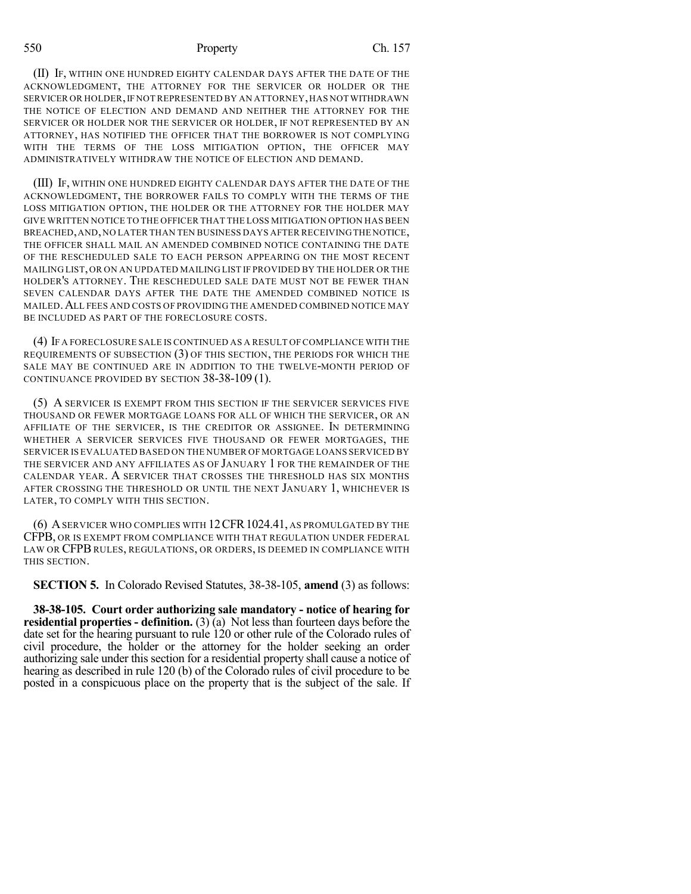(II) IF, WITHIN ONE HUNDRED EIGHTY CALENDAR DAYS AFTER THE DATE OF THE ACKNOWLEDGMENT, THE ATTORNEY FOR THE SERVICER OR HOLDER OR THE SERVICER OR HOLDER, IF NOT REPRESENTED BY AN ATTORNEY, HAS NOT WITHDRAWN THE NOTICE OF ELECTION AND DEMAND AND NEITHER THE ATTORNEY FOR THE SERVICER OR HOLDER NOR THE SERVICER OR HOLDER, IF NOT REPRESENTED BY AN ATTORNEY, HAS NOTIFIED THE OFFICER THAT THE BORROWER IS NOT COMPLYING WITH THE TERMS OF THE LOSS MITIGATION OPTION, THE OFFICER MAY ADMINISTRATIVELY WITHDRAW THE NOTICE OF ELECTION AND DEMAND.

(III) IF, WITHIN ONE HUNDRED EIGHTY CALENDAR DAYS AFTER THE DATE OF THE ACKNOWLEDGMENT, THE BORROWER FAILS TO COMPLY WITH THE TERMS OF THE LOSS MITIGATION OPTION, THE HOLDER OR THE ATTORNEY FOR THE HOLDER MAY GIVE WRITTEN NOTICE TO THE OFFICER THAT THE LOSS MITIGATION OPTION HAS BEEN BREACHED, AND, NO LATER THAN TEN BUSINESS DAYS AFTER RECEIVING THE NOTICE, THE OFFICER SHALL MAIL AN AMENDED COMBINED NOTICE CONTAINING THE DATE OF THE RESCHEDULED SALE TO EACH PERSON APPEARING ON THE MOST RECENT MAILING LIST, OR ON AN UPDATED MAILING LIST IF PROVIDED BY THE HOLDER OR THE HOLDER'S ATTORNEY. THE RESCHEDULED SALE DATE MUST NOT BE FEWER THAN SEVEN CALENDAR DAYS AFTER THE DATE THE AMENDED COMBINED NOTICE IS MAILED. ALL FEES AND COSTS OF PROVIDING THE AMENDED COMBINED NOTICE MAY BE INCLUDED AS PART OF THE FORECLOSURE COSTS.

(4) IF A FORECLOSURE SALE IS CONTINUED AS A RESULT OF COMPLIANCE WITH THE REQUIREMENTS OF SUBSECTION (3) OF THIS SECTION, THE PERIODS FOR WHICH THE SALE MAY BE CONTINUED ARE IN ADDITION TO THE TWELVE-MONTH PERIOD OF CONTINUANCE PROVIDED BY SECTION 38-38-109 (1).

(5) A SERVICER IS EXEMPT FROM THIS SECTION IF THE SERVICER SERVICES FIVE THOUSAND OR FEWER MORTGAGE LOANS FOR ALL OF WHICH THE SERVICER, OR AN AFFILIATE OF THE SERVICER, IS THE CREDITOR OR ASSIGNEE. IN DETERMINING WHETHER A SERVICER SERVICES FIVE THOUSAND OR FEWER MORTGAGES, THE SERVICER IS EVALUATED BASED ON THE NUMBER OF MORTGAGE LOANS SERVICED BY THE SERVICER AND ANY AFFILIATES AS OF JANUARY 1 FOR THE REMAINDER OF THE CALENDAR YEAR. A SERVICER THAT CROSSES THE THRESHOLD HAS SIX MONTHS AFTER CROSSING THE THRESHOLD OR UNTIL THE NEXT JANUARY 1, WHICHEVER IS LATER, TO COMPLY WITH THIS SECTION.

(6) A SERVICER WHO COMPLIES WITH 12 CFR 1024.41, AS PROMULGATED BY THE CFPB, OR IS EXEMPT FROM COMPLIANCE WITH THAT REGULATION UNDER FEDERAL LAW OR CFPB RULES, REGULATIONS, OR ORDERS, IS DEEMED IN COMPLIANCE WITH THIS SECTION.

**SECTION 5.** In Colorado Revised Statutes, 38-38-105, **amend** (3) as follows:

**38-38-105. Court order authorizing sale mandatory - notice of hearing for residential properties - definition.** (3) (a) Not less than fourteen days before the date set for the hearing pursuant to rule 120 or other rule of the Colorado rules of civil procedure, the holder or the attorney for the holder seeking an order authorizing sale under this section for a residential property shall cause a notice of hearing as described in rule 120 (b) of the Colorado rules of civil procedure to be posted in a conspicuous place on the property that is the subject of the sale. If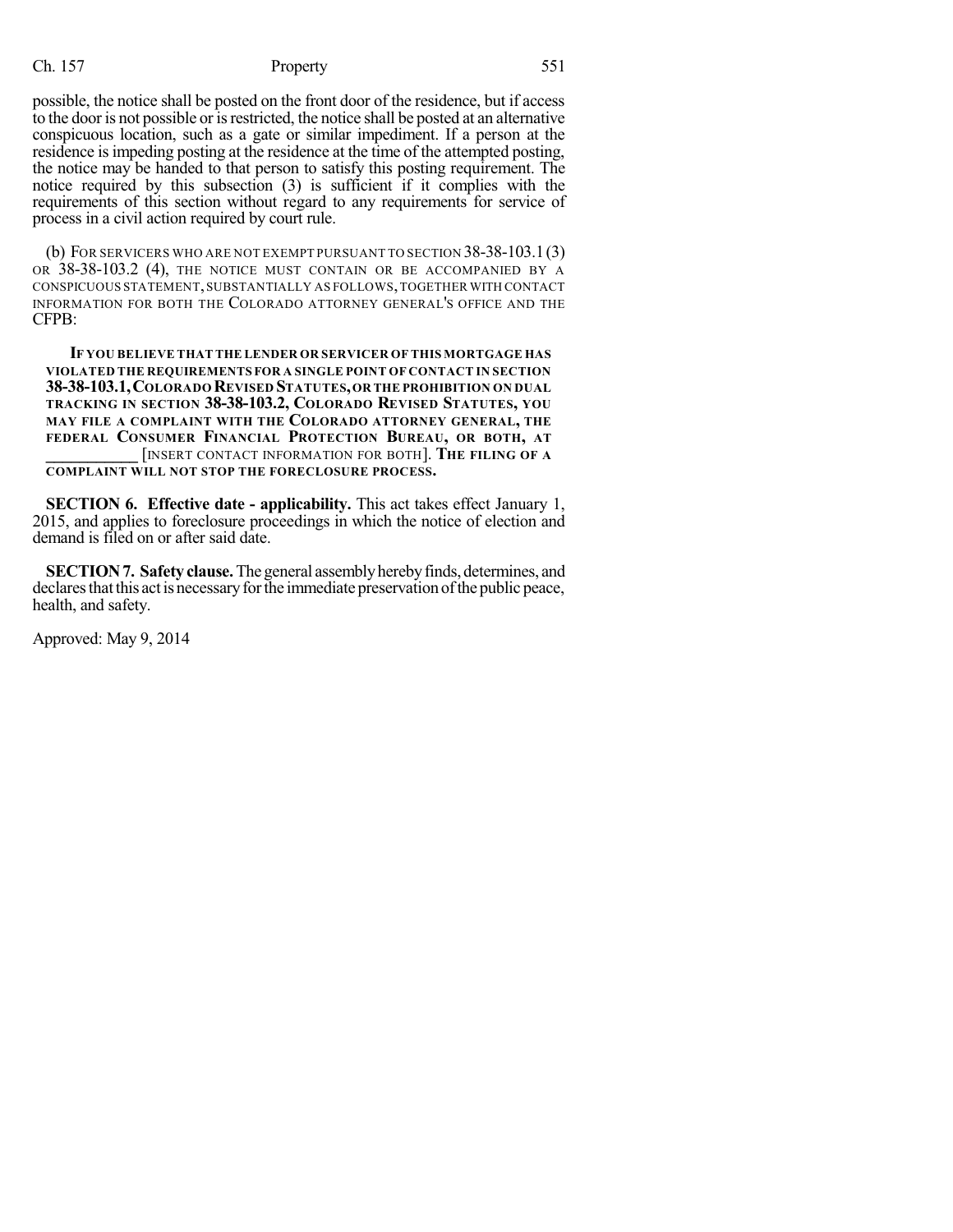possible, the notice shall be posted on the front door of the residence, but if access to the door is not possible or is restricted, the notice shall be posted at an alternative conspicuous location, such as a gate or similar impediment. If a person at the residence is impeding posting at the residence at the time of the attempted posting, the notice may be handed to that person to satisfy this posting requirement. The notice required by this subsection (3) is sufficient if it complies with the requirements of this section without regard to any requirements for service of process in a civil action required by court rule.

(b) FOR SERVICERS WHO ARE NOT EXEMPT PURSUANT TO SECTION 38-38-103.1 (3) OR 38-38-103.2 (4), THE NOTICE MUST CONTAIN OR BE ACCOMPANIED BY A CONSPICUOUS STATEMENT, SUBSTANTIALLY AS FOLLOWS, TOGETHER WITH CONTACT INFORMATION FOR BOTH THE COLORADO ATTORNEY GENERAL'S OFFICE AND THE CFPB:

**IF YOU BELIEVE THAT THE LENDER OR SERVICER OF THIS MORTGAGE HAS VIOLATED THE REQUIREMENTS FOR A SINGLE POINT OF CONTACT IN SECTION 38-38-103.1, COLORADO REVISED STATUTES, OR THE PROHIBITION ON DUAL TRACKING IN SECTION 38-38-103.2, COLORADO REVISED STATUTES, YOU MAY FILE A COMPLAINT WITH THE COLORADO ATTORNEY GENERAL, THE FEDERAL CONSUMER FINANCIAL PROTECTION BUREAU, OR BOTH, AT** ___________ [INSERT CONTACT INFORMATION FOR BOTH]. **THE FILING OF A COMPLAINT WILL NOT STOP THE FORECLOSURE PROCESS.**

**SECTION 6. Effective date - applicability.** This act takes effect January 1, 2015, and applies to foreclosure proceedings in which the notice of election and demand is filed on or after said date.

**SECTION 7. Safety clause.** The general assembly hereby finds, determines, and declares that this act is necessary for the immediate preservation of the public peace, health, and safety.

Approved: May 9, 2014